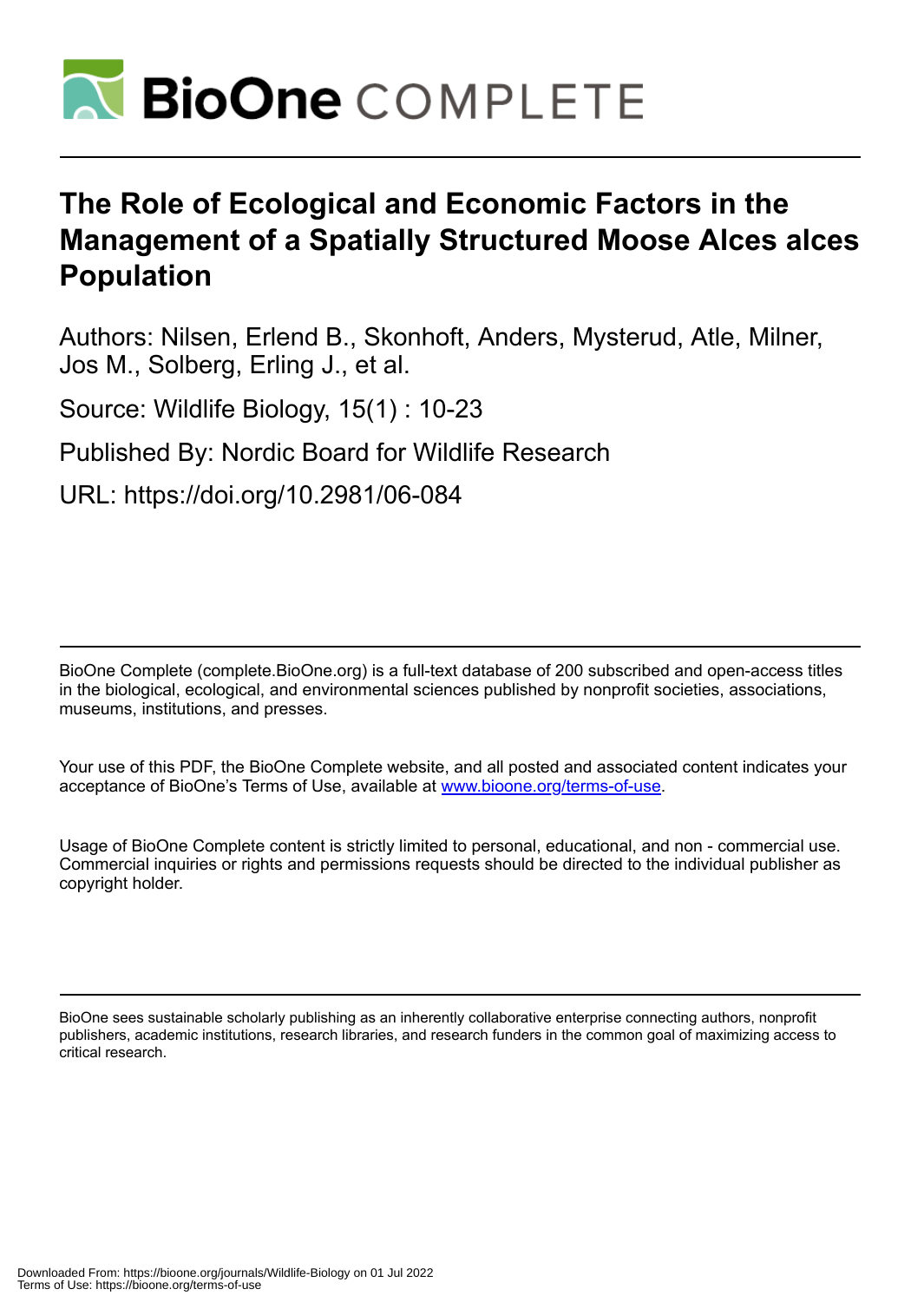# The Role of Ecological and Economic Factors in the Management of a Spatially Structured Moose Alces alces Population

Authors: Nilsen, Erlend B., Skonhoft, Anders, Mysterud, Atle, Milner, Jos M., Solberg, Erling J., et al.

Source: Wildlife Biology, 15(1) : 10-23

Published By: Nordic Board for Wildlife Research

URL: https://doi.org/10.2981/06-084

BioOne Complete (complete.BioOne.org) is a full-text database of 200 subscribed and open-access titles in the biological, ecological, and environmental sciences published by nonprofit societies, associations, museums, institutions, and presses.

Your use of this PDF, the BioOne Complete website, and all posted and associated content indicates your acceptance of BioOne's Terms of Use, available at www.bioone.org/terms-of-use.

Usage of BioOne Complete content is strictly limited to personal, educational, and non - commercial use. Commercial inquiries or rights and permissions requests should be directed to the individual publisher as copyright holder.

BioOne sees sustainable scholarly publishing as an inherently collaborative enterprise connecting authors, nonprofit publishers, academic institutions, research libraries, and research funders in the common goal of maximizing access to critical research.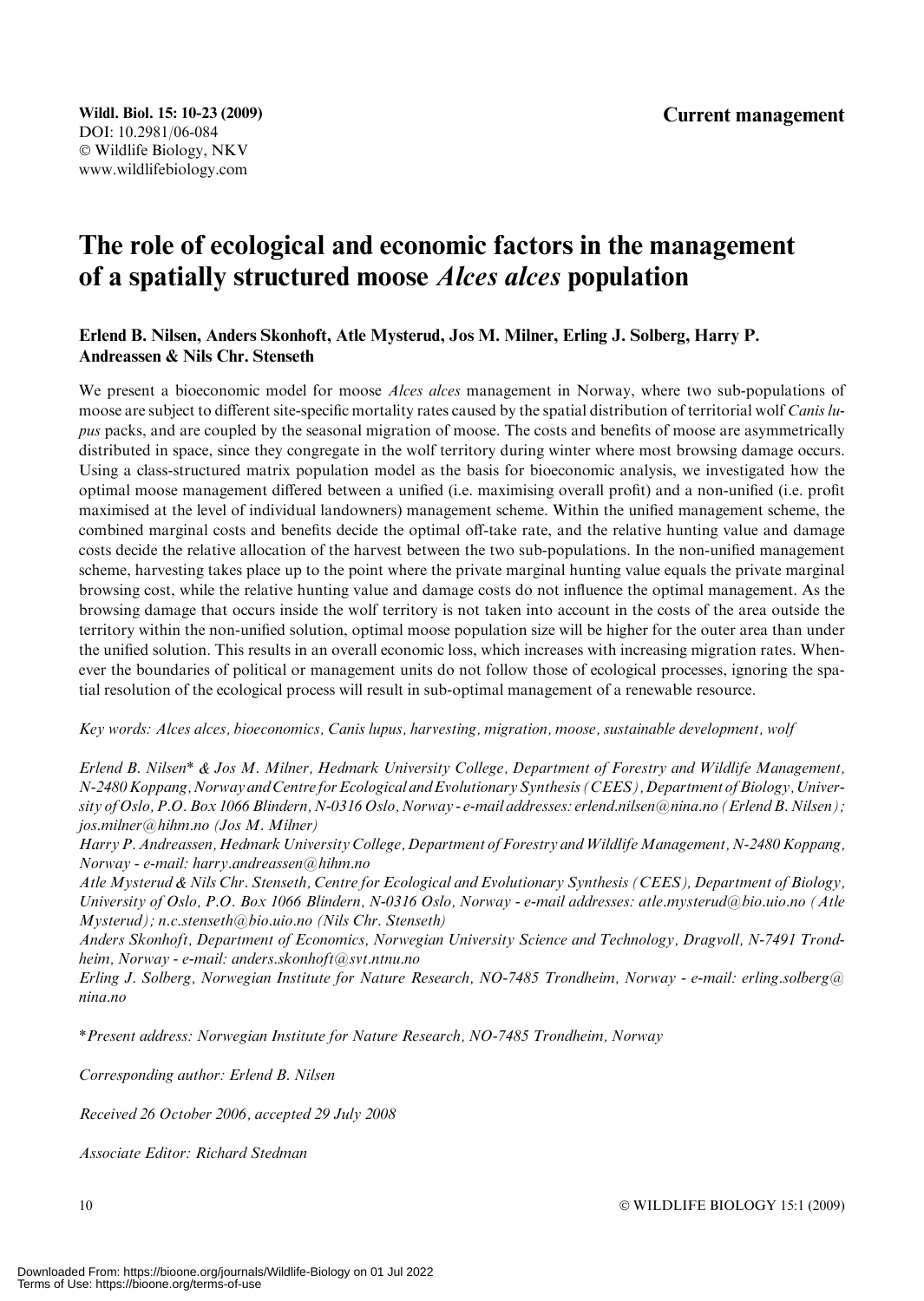# The role of ecological and economic factors in the management of a spatially structured moose *Alces alces* population

**Erlend B. Nilsen, Anders Skonhoft, Atle Mysterud, Jos M. Milner, Erling J. Solberg, Harry P. Andreassen & Nils Chr. Stenseth**

We present a bioeconomic model for moose *Alces alces* management in Norway, where two sub-populations of moose are subject to different site-specific mortality rates caused by the spatial distribution of territorial wolf *Canis lupus* packs, and are coupled by the seasonal migration of moose. The costs and benefits of moose are asymmetrically distributed in space, since they congregate in the wolf territory during winter where most browsing damage occurs. Using a class-structured matrix population model as the basis for bioeconomic analysis, we investigated how the optimal moose management differed between a unified (i.e. maximising overall profit) and a non-unified (i.e. profit maximised at the level of individual landowners) management scheme. Within the unified management scheme, the combined marginal costs and benefits decide the optimal off-take rate, and the relative hunting value and damage costs decide the relative allocation of the harvest between the two sub-populations. In the non-unified management scheme, harvesting takes place up to the point where the private marginal hunting value equals the private marginal browsing cost, while the relative hunting value and damage costs do not influence the optimal management. As the browsing damage that occurs inside the wolf territory is not taken into account in the costs of the area outside the territory within the non-unified solution, optimal moose population size will be higher for the outer area than under the unified solution. This results in an overall economic loss, which increases with increasing migration rates. Whenever the boundaries of political or management units do not follow those of ecological processes, ignoring the spatial resolution of the ecological process will result in sub-optimal management of a renewable resource.

*Key words: Alces alces, bioeconomics, Canis lupus, harvesting, migration, moose, sustainable development, wolf*

*Erlend B. Nilsen\* & Jos M. Milner, Hedmark University College, Department of Forestry and Wildlife Management, N-2480 Koppang, Norway and Centre for Ecological and Evolutionary Synthesis (CEES), Department of Biology, University of Oslo, P.O. Box 1066 Blindern, N-0316 Oslo, Norway - e-mail addresses: erlend.nilsen@nina.no (Erlend B. Nilsen); jos.milner@hihm.no (Jos M. Milner)*

*Harry P. Andreassen, Hedmark University College, Department of Forestry and Wildlife Management, N-2480 Koppang, Norway - e-mail: harry.andreassen@hihm.no*

*Atle Mysterud & Nils Chr. Stenseth, Centre for Ecological and Evolutionary Synthesis (CEES), Department of Biology, University of Oslo, P.O. Box 1066 Blindern, N-0316 Oslo, Norway - e-mail addresses: atle.mysterud@bio.uio.no (Atle Mysterud); n.c.stenseth@bio.uio.no (Nils Chr. Stenseth)*

*Anders Skonhoft, Department of Economics, Norwegian University Science and Technology, Dragvoll, N-7491 Trondheim, Norway - e-mail: anders.skonhoft@svt.ntnu.no*

*Erling J. Solberg, Norwegian Institute for Nature Research, NO-7485 Trondheim, Norway - e-mail: erling.solberg@nina.no*

*\*Present address: Norwegian Institute for Nature Research, NO-7485 Trondheim, Norway*

*Corresponding author: Erlend B. Nilsen*

*Received 26 October 2006, accepted 29 July 2008*

*Associate Editor: Richard Stedman*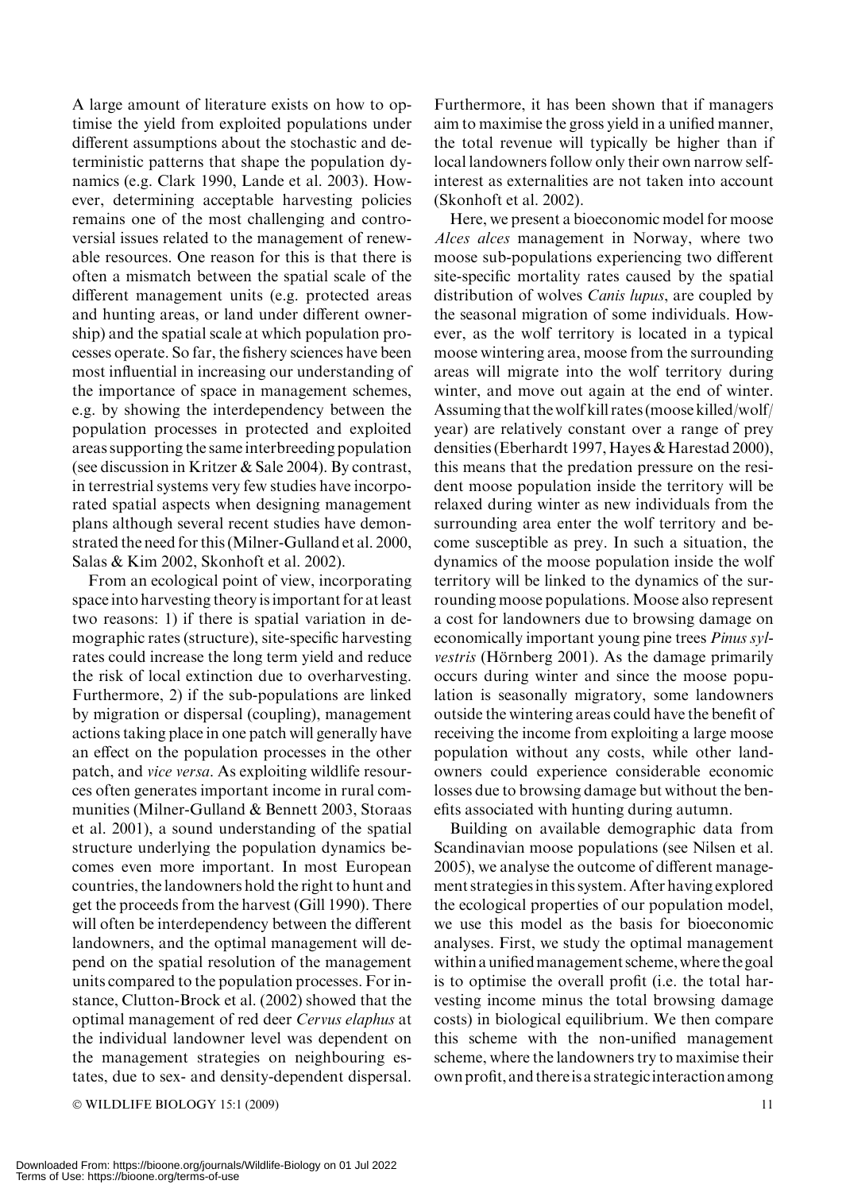A large amount of literature exists on how to optimise the yield from exploited populations under different assumptions about the stochastic and deterministic patterns that shape the population dynamics (e.g. Clark 1990, Lande et al. 2003). However, determining acceptable harvesting policies remains one of the most challenging and controversial issues related to the management of renewable resources. One reason for this is that there is often a mismatch between the spatial scale of the different management units (e.g. protected areas and hunting areas, or land under different ownership) and the spatial scale at which population processes operate. So far, the fishery sciences have been most influential in increasing our understanding of the importance of space in management schemes, e.g. by showing the interdependency between the population processes in protected and exploited areas supporting the same interbreeding population (see discussion in Kritzer & Sale 2004). By contrast, in terrestrial systems very few studies have incorporated spatial aspects when designing management plans although several recent studies have demonstrated the need for this (Milner-Gulland et al. 2000, Salas & Kim 2002, Skonhoft et al. 2002).

From an ecological point of view, incorporating space into harvesting theory is important for at least two reasons: 1) if there is spatial variation in demographic rates (structure), site-specific harvesting rates could increase the long term yield and reduce the risk of local extinction due to overharvesting. Furthermore, 2) if the sub-populations are linked by migration or dispersal (coupling), management actions taking place in one patch will generally have an effect on the population processes in the other patch, and *vice versa*. As exploiting wildlife resources often generates important income in rural communities (Milner-Gulland & Bennett 2003, Storaas et al. 2001), a sound understanding of the spatial structure underlying the population dynamics becomes even more important. In most European countries, the landowners hold the right to hunt and get the proceeds from the harvest (Gill 1990). There will often be interdependency between the different landowners, and the optimal management will depend on the spatial resolution of the management units compared to the population processes. For instance, Clutton-Brock et al. (2002) showed that the optimal management of red deer *Cervus elaphus* at the individual landowner level was dependent on the management strategies on neighbouring estates, due to sex- and density-dependent dispersal. Furthermore, it has been shown that if managers aim to maximise the gross yield in a unified manner, the total revenue will typically be higher than if local landowners follow only their own narrow self-interest as externalities are not taken into account (Skonhoft et al. 2002).

Here, we present a bioeconomic model for moose *Alces alces* management in Norway, where two moose sub-populations experiencing two different site-specific mortality rates caused by the spatial distribution of wolves *Canis lupus*, are coupled by the seasonal migration of some individuals. However, as the wolf territory is located in a typical moose wintering area, moose from the surrounding areas will migrate into the wolf territory during winter, and move out again at the end of winter. Assuming that the wolf kill rates (moose killed/wolf/year) are relatively constant over a range of prey densities (Eberhardt 1997, Hayes & Harestad 2000), this means that the predation pressure on the resident moose population inside the territory will be relaxed during winter as new individuals from the surrounding area enter the wolf territory and become susceptible as prey. In such a situation, the dynamics of the moose population inside the wolf territory will be linked to the dynamics of the surrounding moose populations. Moose also represent a cost for landowners due to browsing damage on economically important young pine trees *Pinus sylvestris* (Hörnberg 2001). As the damage primarily occurs during winter and since the moose population is seasonally migratory, some landowners outside the wintering areas could have the benefit of receiving the income from exploiting a large moose population without any costs, while other landowners could experience considerable economic losses due to browsing damage but without the benefits associated with hunting during autumn.

Building on available demographic data from Scandinavian moose populations (see Nilsen et al. 2005), we analyse the outcome of different management strategies in this system. After having explored the ecological properties of our population model, we use this model as the basis for bioeconomic analyses. First, we study the optimal management within a unified management scheme, where the goal is to optimise the overall profit (i.e. the total harvesting income minus the total browsing damage costs) in biological equilibrium. We then compare this scheme with the non-unified management scheme, where the landowners try to maximise their own profit, and there is a strategic interaction among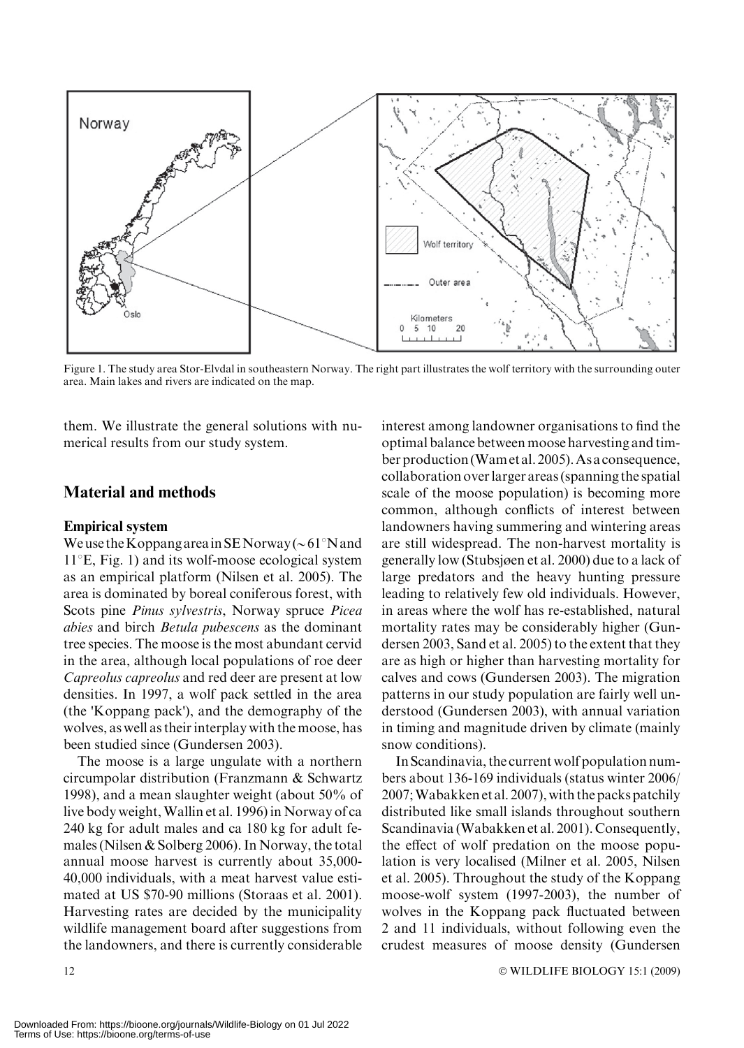Figure 1. The study area Stor-Elvdal in southeastern Norway. The right part illustrates the wolf territory with the surrounding outer area. Main lakes and rivers are indicated on the map.

them. We illustrate the general solutions with numerical results from our study system.

## Material and methods

### Empirical system

We use the Koppang area in SE Norway (~61°N and 11°E, Fig. 1) and its wolf-moose ecological system as an empirical platform (Nilsen et al. 2005). The area is dominated by boreal coniferous forest, with Scots pine *Pinus sylvestris*, Norway spruce *Picea abies* and birch *Betula pubescens* as the dominant tree species. The moose is the most abundant cervid in the area, although local populations of roe deer *Capreolus capreolus* and red deer are present at low densities. In 1997, a wolf pack settled in the area (the 'Koppang pack'), and the demography of the wolves, as well as their interplay with the moose, has been studied since (Gundersen 2003).

The moose is a large ungulate with a northern circumpolar distribution (Franzmann & Schwartz 1998), and a mean slaughter weight (about 50% of live body weight, Wallin et al. 1996) in Norway of ca 240 kg for adult males and ca 180 kg for adult females (Nilsen & Solberg 2006). In Norway, the total annual moose harvest is currently about 35,000-40,000 individuals, with a meat harvest value estimated at US $70-90 millions (Storaas et al. 2001). Harvesting rates are decided by the municipality wildlife management board after suggestions from the landowners, and there is currently considerable interest among landowner organisations to find the optimal balance between moose harvesting and timber production (Wam et al. 2005). As a consequence, collaboration over larger areas (spanning the spatial scale of the moose population) is becoming more common, although conflicts of interest between landowners having summering and wintering areas are still widespread. The non-harvest mortality is generally low (Stubsjøen et al. 2000) due to a lack of large predators and the heavy hunting pressure leading to relatively few old individuals. However, in areas where the wolf has re-established, natural mortality rates may be considerably higher (Gundersen 2003, Sand et al. 2005) to the extent that they are as high or higher than harvesting mortality for calves and cows (Gundersen 2003). The migration patterns in our study population are fairly well understood (Gundersen 2003), with annual variation in timing and magnitude driven by climate (mainly snow conditions).

In Scandinavia, the current wolf population numbers about 136-169 individuals (status winter 2006/2007; Wabakken et al. 2007), with the packs patchily distributed like small islands throughout southern Scandinavia (Wabakken et al. 2001). Consequently, the effect of wolf predation on the moose population is very localised (Milner et al. 2005, Nilsen et al. 2005). Throughout the study of the Koppang moose-wolf system (1997-2003), the number of wolves in the Koppang pack fluctuated between 2 and 11 individuals, without following even the crudest measures of moose density (Gundersen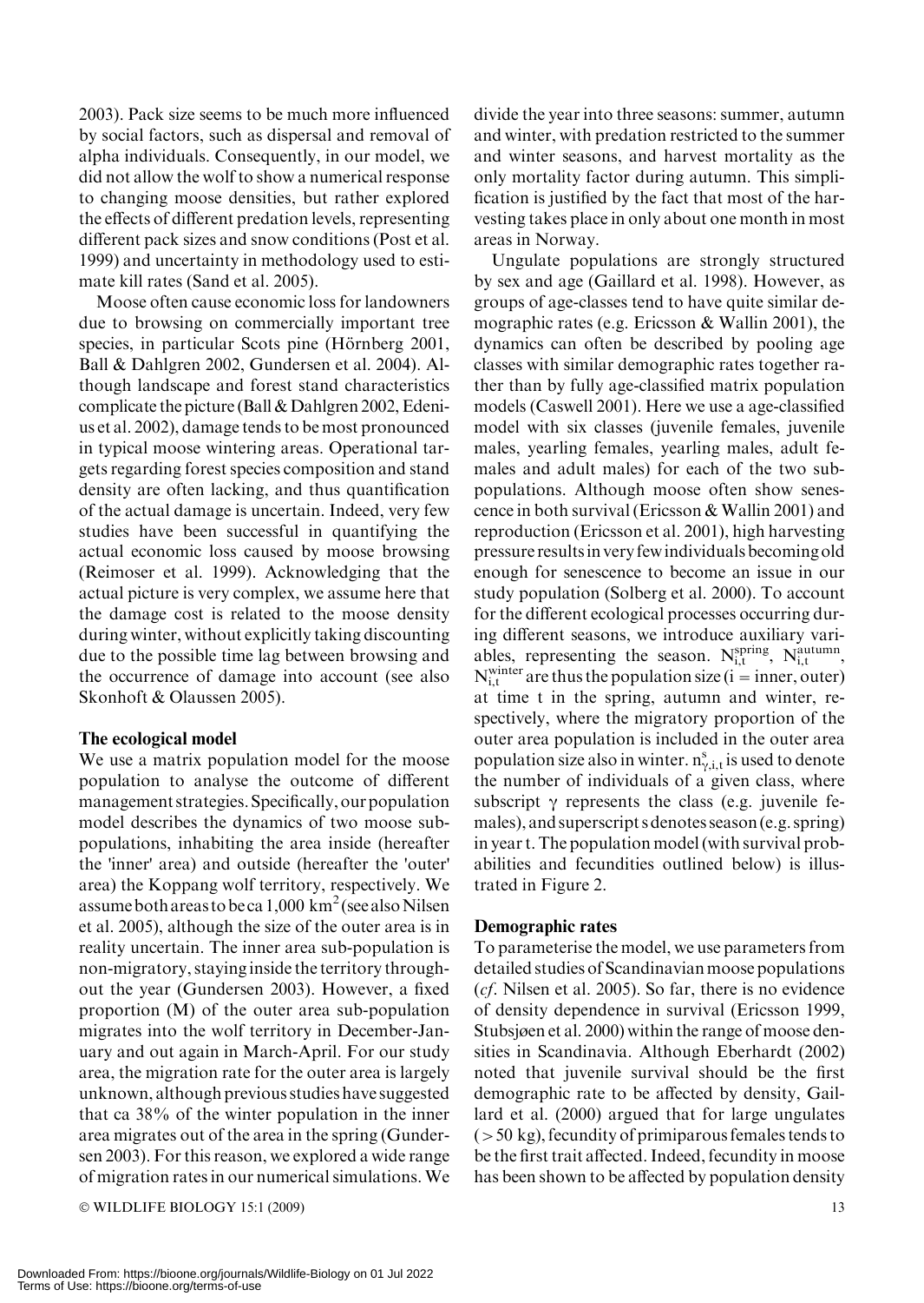2003). Pack size seems to be much more influenced by social factors, such as dispersal and removal of alpha individuals. Consequently, in our model, we did not allow the wolf to show a numerical response to changing moose densities, but rather explored the effects of different predation levels, representing different pack sizes and snow conditions (Post et al. 1999) and uncertainty in methodology used to estimate kill rates (Sand et al. 2005).

Moose often cause economic loss for landowners due to browsing on commercially important tree species, in particular Scots pine (Hörnberg 2001, Ball & Dahlgren 2002, Gundersen et al. 2004). Although landscape and forest stand characteristics complicate the picture (Ball & Dahlgren 2002, Edenius et al. 2002), damage tends to be most pronounced in typical moose wintering areas. Operational targets regarding forest species composition and stand density are often lacking, and thus quantification of the actual damage is uncertain. Indeed, very few studies have been successful in quantifying the actual economic loss caused by moose browsing (Reimoser et al. 1999). Acknowledging that the actual picture is very complex, we assume here that the damage cost is related to the moose density during winter, without explicitly taking discounting due to the possible time lag between browsing and the occurrence of damage into account (see also Skonhoft & Olaussen 2005).

## The ecological model

We use a matrix population model for the moose population to analyse the outcome of different management strategies. Specifically, our population model describes the dynamics of two moose sub-populations, inhabiting the area inside (hereafter the 'inner' area) and outside (hereafter the 'outer' area) the Koppang wolf territory, respectively. We assume both areas to be ca 1,000 $km^2$ (see also Nilsen et al. 2005), although the size of the outer area is in reality uncertain. The inner area sub-population is non-migratory, staying inside the territory throughout the year (Gundersen 2003). However, a fixed proportion (M) of the outer area sub-population migrates into the wolf territory in December-January and out again in March-April. For our study area, the migration rate for the outer area is largely unknown, although previous studies have suggested that ca 38% of the winter population in the inner area migrates out of the area in the spring (Gundersen 2003). For this reason, we explored a wide range of migration rates in our numerical simulations. We divide the year into three seasons: summer, autumn and winter, with predation restricted to the summer and winter seasons, and harvest mortality as the only mortality factor during autumn. This simplification is justified by the fact that most of the harvesting takes place in only about one month in most areas in Norway.

Ungulate populations are strongly structured by sex and age (Gaillard et al. 1998). However, as groups of age-classes tend to have quite similar demographic rates (e.g. Ericsson & Wallin 2001), the dynamics can often be described by pooling age classes with similar demographic rates together rather than by fully age-classified matrix population models (Caswell 2001). Here we use a age-classified model with six classes (juvenile females, juvenile males, yearling females, yearling males, adult females and adult males) for each of the two sub-populations. Although moose often show senescence in both survival (Ericsson & Wallin 2001) and reproduction (Ericsson et al. 2001), high harvesting pressure results in very few individuals becoming old enough for senescence to become an issue in our study population (Solberg et al. 2000). To account for the different ecological processes occurring during different seasons, we introduce auxiliary variables, representing the season. $N_{i,t}^{spring}$, $N_{i,t}^{autumn}$, $N_{i,t}^{winter}$ are thus the population size (i = inner, outer) at time t in the spring, autumn and winter, respectively, where the migratory proportion of the outer area population is included in the outer area population size also in winter. $n_{\gamma,i,t}^{s}$ is used to denote the number of individuals of a given class, where subscript $\gamma$ represents the class (e.g. juvenile females), and superscript s denotes season (e.g. spring) in year t. The population model (with survival probabilities and fecundities outlined below) is illustrated in Figure 2.

## Demographic rates

To parameterise the model, we use parameters from detailed studies of Scandinavian moose populations (*cf*. Nilsen et al. 2005). So far, there is no evidence of density dependence in survival (Ericsson 1999, Stubsjøen et al. 2000) within the range of moose densities in Scandinavia. Although Eberhardt (2002) noted that juvenile survival should be the first demographic rate to be affected by density, Gaillard et al. (2000) argued that for large ungulates (> 50 kg), fecundity of primiparous females tends to be the first trait affected. Indeed, fecundity in moose has been shown to be affected by population density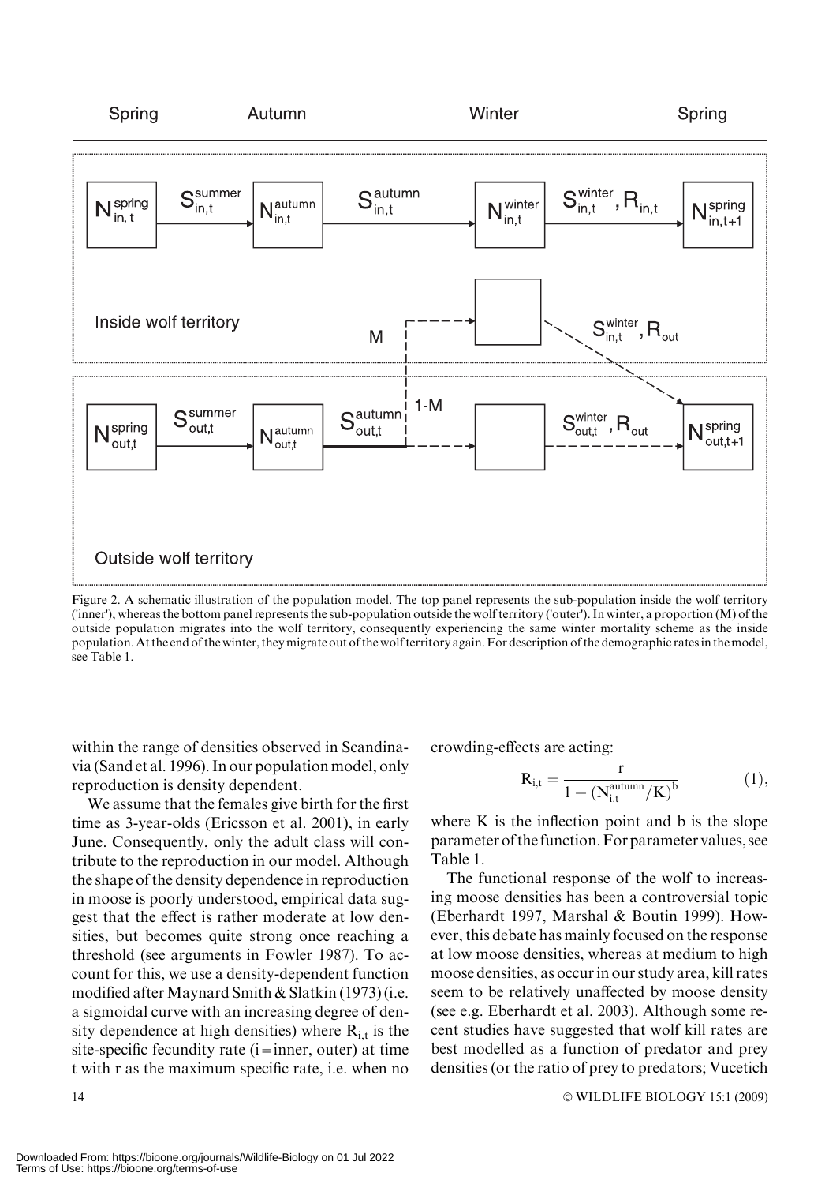Figure 2. A schematic illustration of the population model. The top panel represents the sub-population inside the wolf territory ('inner'), whereas the bottom panel represents the sub-population outside the wolf territory ('outer'). In winter, a proportion (M) of the outside population migrates into the wolf territory, consequently experiencing the same winter mortality scheme as the inside population. At the end of the winter, they migrate out of the wolf territory again. For description of the demographic rates in the model, see Table 1.

within the range of densities observed in Scandinavia (Sand et al. 1996). In our population model, only reproduction is density dependent.

We assume that the females give birth for the first time as 3-year-olds (Ericsson et al. 2001), in early June. Consequently, only the adult class will contribute to the reproduction in our model. Although the shape of the density dependence in reproduction in moose is poorly understood, empirical data suggest that the effect is rather moderate at low densities, but becomes quite strong once reaching a threshold (see arguments in Fowler 1987). To account for this, we use a density-dependent function modified after Maynard Smith & Slatkin (1973) (i.e. a sigmoidal curve with an increasing degree of density dependence at high densities) where $R_{i,t}$ is the site-specific fecundity rate (i = inner, outer) at time t with r as the maximum specific rate, i.e. when no crowding-effects are acting:

$$R_{i,t} = \frac{r}{1 + (N_{i,t}^{autumn}/K)^{b}} \quad (1),$$

where K is the inflection point and b is the slope parameter of the function. For parameter values, see Table 1.

The functional response of the wolf to increasing moose densities has been a controversial topic (Eberhardt 1997, Marshal & Boutin 1999). However, this debate has mainly focused on the response at low moose densities, whereas at medium to high moose densities, as occur in our study area, kill rates seem to be relatively unaffected by moose density (see e.g. Eberhardt et al. 2003). Although some recent studies have suggested that wolf kill rates are best modelled as a function of predator and prey densities (or the ratio of prey to predators; Vucetich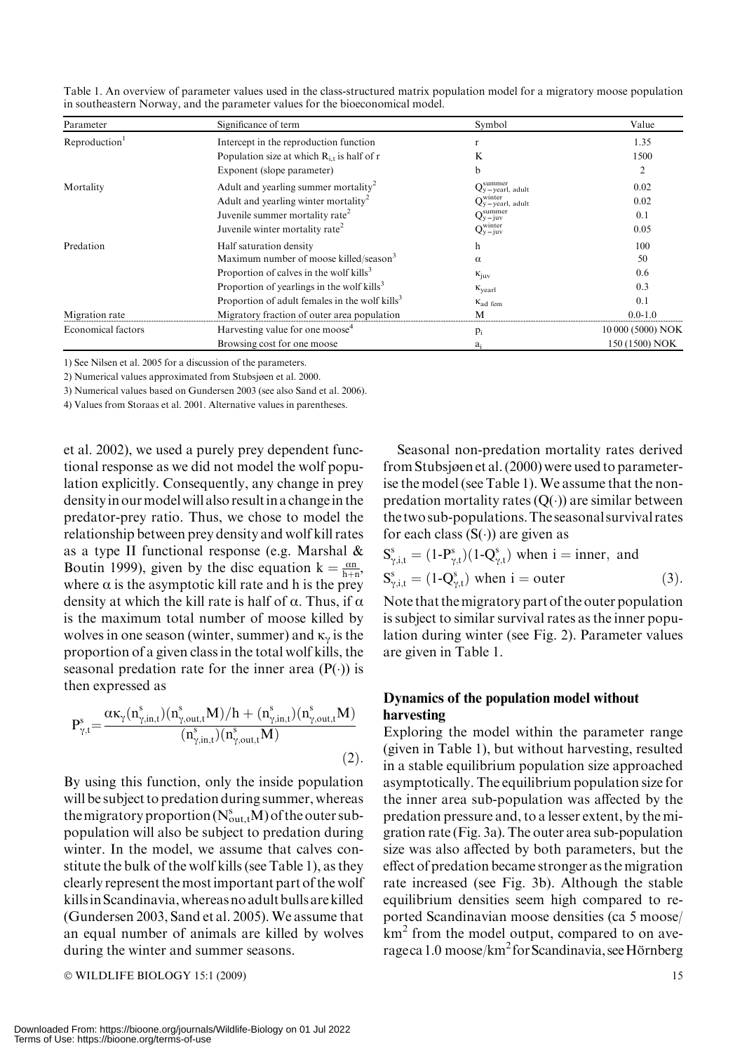Table 1. An overview of parameter values used in the class-structured matrix population model for a migratory moose population in southeastern Norway, and the parameter values for the bioeconomical model.

| Parameter | Significance of term | Symbol | Value |
|---|---|---|---|
| Reproduction[1] | Intercept in the reproduction function | $r$ | 1.35 |
| | Population size at which $R_{i,t}$ is half of r | $K$ | 1500 |
| | Exponent (slope parameter) | $b$ | 2 |
| Mortality | Adult and yearling summer mortality[2] | $Q^{summer}_{y=yearl,\ adult}$ | 0.02 |
| | Adult and yearling winter mortality[2] | $Q^{winter}_{y=yearl,\ adult}$ | 0.02 |
| | Juvenile summer mortality rate[2] | $Q^{summer}_{y=juv}$ | 0.1 |
| | Juvenile winter mortality rate[2] | $Q^{winter}_{y=juv}$ | 0.05 |
| Predation | Half saturation density | $h$ | 100 |
| | Maximum number of moose killed/season[3] | $\alpha$ | 50 |
| | Proportion of calves in the wolf kills[3] | $\kappa_{juv}$ | 0.6 |
| | Proportion of yearlings in the wolf kills[3] | $\kappa_{yearl}$ | 0.3 |
| | Proportion of adult females in the wolf kills[3] | $\kappa_{ad\ fem}$ | 0.1 |
| Migration rate | Migratory fraction of outer area population | $M$ | 0.0-1.0 |
| Economical factors | Harvesting value for one moose[4] | $p_i$ | 10 000 (5000) NOK |
| | Browsing cost for one moose | $a_i$ | 150 (1500) NOK |

1) See Nilsen et al. 2005 for a discussion of the parameters.

2) Numerical values approximated from Stubsjøen et al. 2000.

3) Numerical values based on Gundersen 2003 (see also Sand et al. 2006).

4) Values from Storaas et al. 2001. Alternative values in parentheses.

et al. 2002), we used a purely prey dependent functional response as we did not model the wolf population explicitly. Consequently, any change in prey density in our model will also result in a change in the predator-prey ratio. Thus, we chose to model the relationship between prey density and wolf kill rates as a type II functional response (e.g. Marshal & Boutin 1999), given by the disc equation $k = \frac{\alpha n}{h+n}$, where $\alpha$ is the asymptotic kill rate and h is the prey density at which the kill rate is half of $\alpha$. Thus, if $\alpha$ is the maximum total number of moose killed by wolves in one season (winter, summer) and $\kappa_\gamma$ is the proportion of a given class in the total wolf kills, the seasonal predation rate for the inner area (P(·)) is then expressed as

$$P^{s}_{\gamma,t} = \frac{\alpha\kappa_\gamma (n^{s}_{\gamma,in,t})(n^{s}_{\gamma,out,t}M)/h + (n^{s}_{\gamma,in,t})(n^{s}_{\gamma,out,t}M)}{(n^{s}_{\gamma,in,t})(n^{s}_{\gamma,out,t}M)} \quad (2).$$

By using this function, only the inside population will be subject to predation during summer, whereas the migratory proportion ($N^{s}_{out,t}M$) of the outer subpopulation will also be subject to predation during winter. In the model, we assume that calves constitute the bulk of the wolf kills (see Table 1), as they clearly represent the most important part of the wolf kills in Scandinavia, whereas no adult bulls are killed (Gundersen 2003, Sand et al. 2005). We assume that an equal number of animals are killed by wolves during the winter and summer seasons.

Seasonal non-predation mortality rates derived from Stubsjøen et al. (2000) were used to parameterise the model (see Table 1). We assume that the non-predation mortality rates (Q(·)) are similar between the two sub-populations. The seasonal survival rates for each class (S(·)) are given as

$$S^{s}_{\gamma,i,t} = (1\text{-}P^{s}_{\gamma,t})(1\text{-}Q^{s}_{\gamma,t}) \text{ when i = inner, and}$$
$$S^{s}_{\gamma,i,t} = (1\text{-}Q^{s}_{\gamma,t}) \text{ when i = outer} \quad (3).$$

Note that the migratory part of the outer population is subject to similar survival rates as the inner population during winter (see Fig. 2). Parameter values are given in Table 1.

## Dynamics of the population model without harvesting

Exploring the model within the parameter range (given in Table 1), but without harvesting, resulted in a stable equilibrium population size approached asymptotically. The equilibrium population size for the inner area sub-population was affected by the predation pressure and, to a lesser extent, by the migration rate (Fig. 3a). The outer area sub-population size was also affected by both parameters, but the effect of predation became stronger as the migration rate increased (see Fig. 3b). Although the stable equilibrium densities seem high compared to reported Scandinavian moose densities (ca 5 moose/km² from the model output, compared to on average ca 1.0 moose/km² for Scandinavia, see Hörnberg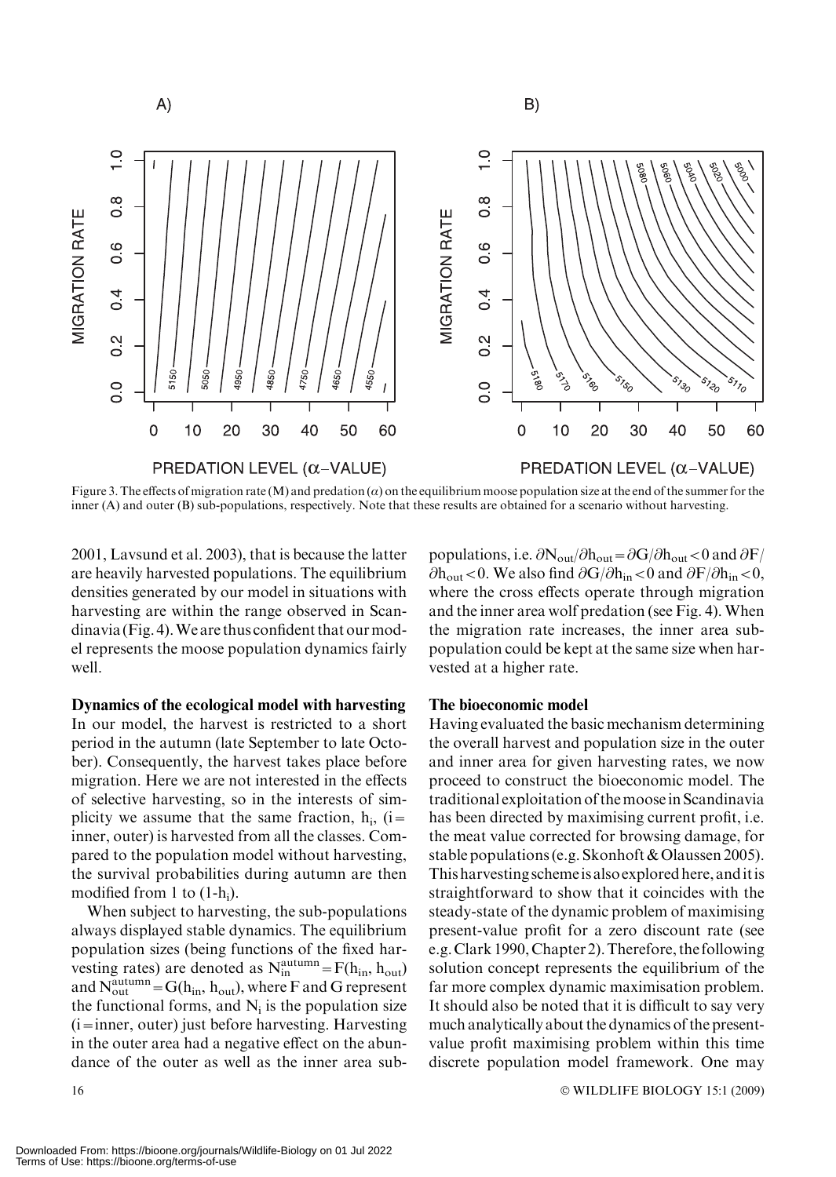Figure 3. The effects of migration rate (M) and predation ($\alpha$) on the equilibrium moose population size at the end of the summer for the inner (A) and outer (B) sub-populations, respectively. Note that these results are obtained for a scenario without harvesting.

2001, Lavsund et al. 2003), that is because the latter are heavily harvested populations. The equilibrium densities generated by our model in situations with harvesting are within the range observed in Scandinavia (Fig. 4). We are thus confident that our model represents the moose population dynamics fairly well.

### Dynamics of the ecological model with harvesting

In our model, the harvest is restricted to a short period in the autumn (late September to late October). Consequently, the harvest takes place before migration. Here we are not interested in the effects of selective harvesting, so in the interests of simplicity we assume that the same fraction, $h_i$, (i = inner, outer) is harvested from all the classes. Compared to the population model without harvesting, the survival probabilities during autumn are then modified from 1 to $(1\text{-}h_i)$.

When subject to harvesting, the sub-populations always displayed stable dynamics. The equilibrium population sizes (being functions of the fixed harvesting rates) are denoted as $N_{in}^{autumn} = F(h_{in}, h_{out})$ and $N_{out}^{autumn} = G(h_{in}, h_{out})$, where F and G represent the functional forms, and $N_i$ is the population size (i = inner, outer) just before harvesting. Harvesting in the outer area had a negative effect on the abundance of the outer as well as the inner area sub-populations, i.e. $\partial N_{out}/\partial h_{out} = \partial G/\partial h_{out} < 0$ and $\partial F/\partial h_{out} < 0$. We also find $\partial G/\partial h_{in} < 0$ and $\partial F/\partial h_{in} < 0$, where the cross effects operate through migration and the inner area wolf predation (see Fig. 4). When the migration rate increases, the inner area sub-population could be kept at the same size when harvested at a higher rate.

### The bioeconomic model

Having evaluated the basic mechanism determining the overall harvest and population size in the outer and inner area for given harvesting rates, we now proceed to construct the bioeconomic model. The traditional exploitation of the moose in Scandinavia has been directed by maximising current profit, i.e. the meat value corrected for browsing damage, for stable populations (e.g. Skonhoft & Olaussen 2005). This harvesting scheme is also explored here, and it is straightforward to show that it coincides with the steady-state of the dynamic problem of maximising present-value profit for a zero discount rate (see e.g. Clark 1990, Chapter 2). Therefore, the following solution concept represents the equilibrium of the far more complex dynamic maximisation problem. It should also be noted that it is difficult to say very much analytically about the dynamics of the present-value profit maximising problem within this time discrete population model framework. One may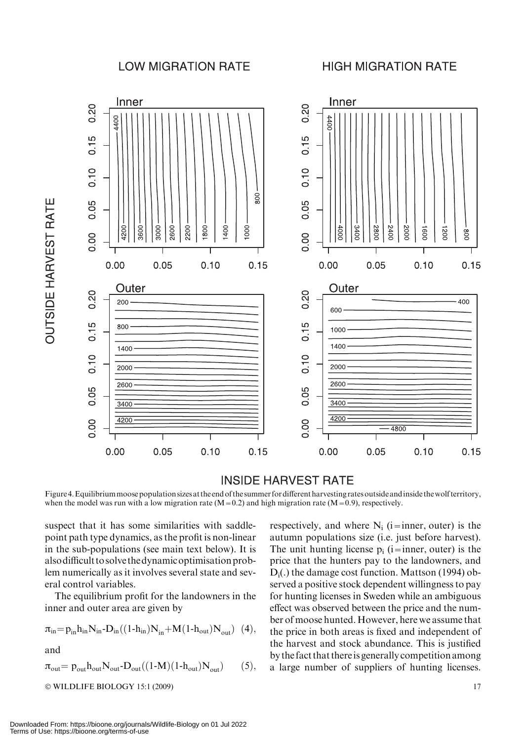Figure 4. Equilibrium moose population sizes at the end of the summer for different harvesting rates outside and inside the wolf territory, when the model was run with a low migration rate ($M = 0.2$) and high migration rate ($M = 0.9$), respectively.

suspect that it has some similarities with saddle-point path type dynamics, as the profit is non-linear in the sub-populations (see main text below). It is also difficult to solve the dynamic optimisation problem numerically as it involves several state and several control variables.

The equilibrium profit for the landowners in the inner and outer area are given by

$$\pi_{in} = p_{in} h_{in} N_{in} - D_{in}((1-h_{in})N_{in} + M(1-h_{out})N_{out}) \quad (4),$$

and

$$\pi_{out} = p_{out} h_{out} N_{out} - D_{out}((1-M)(1-h_{out})N_{out}) \quad (5),$$

respectively, and where $N_i$ (i = inner, outer) is the autumn populations size (i.e. just before harvest). The unit hunting license $p_i$ (i = inner, outer) is the price that the hunters pay to the landowners, and $D_i(.)$ the damage cost function. Mattson (1994) observed a positive stock dependent willingness to pay for hunting licenses in Sweden while an ambiguous effect was observed between the price and the number of moose hunted. However, here we assume that the price in both areas is fixed and independent of the harvest and stock abundance. This is justified by the fact that there is generally competition among a large number of suppliers of hunting licenses.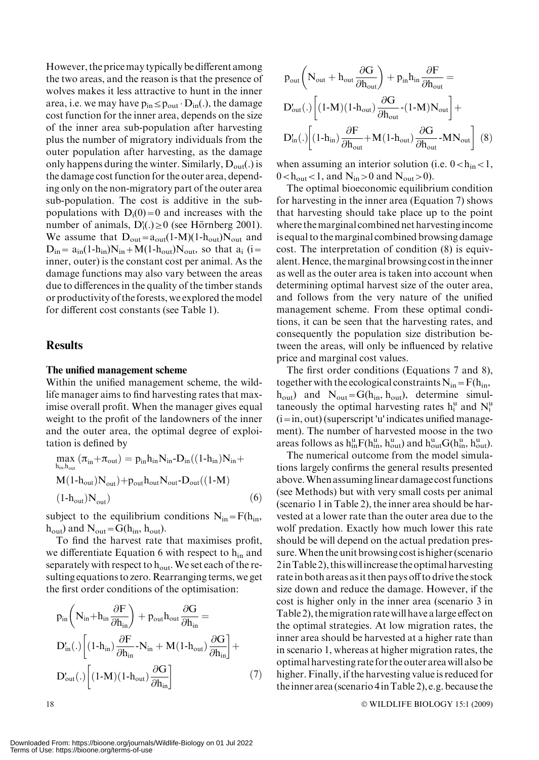However, the price may typically be different among the two areas, and the reason is that the presence of wolves makes it less attractive to hunt in the inner area, i.e. we may have $p_{in} \leq p_{out} \cdot D_{in}(.)$, the damage cost function for the inner area, depends on the size of the inner area sub-population after harvesting plus the number of migratory individuals from the outer population after harvesting, as the damage only happens during the winter. Similarly, $D_{out}(.)$ is the damage cost function for the outer area, depending only on the non-migratory part of the outer area sub-population. The cost is additive in the sub-populations with $D_i(0) = 0$ and increases with the number of animals, $D_i'(.) \geq 0$ (see Hörnberg 2001). We assume that $D_{out} = a_{out}(1\text{-}M)(1\text{-}h_{out})N_{out}$ and $D_{in} = a_{in}(1\text{-}h_{in})N_{in} + M(1\text{-}h_{out})N_{out}$, so that $a_i$ (i= inner, outer) is the constant cost per animal. As the damage functions may also vary between the areas due to differences in the quality of the timber stands or productivity of the forests, we explored the model for different cost constants (see Table 1).

## Results

### The unified management scheme

Within the unified management scheme, the wildlife manager aims to find harvesting rates that maximise overall profit. When the manager gives equal weight to the profit of the landowners of the inner and the outer area, the optimal degree of exploitation is defined by

$$\max_{h_{in}, h_{out}} (\pi_{in} + \pi_{out}) = p_{in}h_{in}N_{in} - D_{in}((1\text{-}h_{in})N_{in} + M(1\text{-}h_{out})N_{out}) + p_{out}h_{out}N_{out} - D_{out}((1\text{-}M)(1\text{-}h_{out})N_{out}) \quad (6)$$

subject to the equilibrium conditions $N_{in} = F(h_{in}, h_{out})$ and $N_{out} = G(h_{in}, h_{out})$.

To find the harvest rate that maximises profit, we differentiate Equation 6 with respect to $h_{in}$ and separately with respect to $h_{out}$. We set each of the resulting equations to zero. Rearranging terms, we get the first order conditions of the optimisation:

$$p_{in}\left(N_{in} + h_{in}\frac{\partial F}{\partial h_{in}}\right) + p_{out}h_{out}\frac{\partial G}{\partial h_{in}} = D_{in}'(.)\left[(1\text{-}h_{in})\frac{\partial F}{\partial h_{in}} - N_{in} + M(1\text{-}h_{out})\frac{\partial G}{\partial h_{in}}\right] + D_{out}'(.)\left[(1\text{-}M)(1\text{-}h_{out})\frac{\partial G}{\partial h_{in}}\right] \quad (7)$$

$$p_{out}\left(N_{out} + h_{out}\frac{\partial G}{\partial h_{out}}\right) + p_{in}h_{in}\frac{\partial F}{\partial h_{out}} = D_{out}'(.)\left[(1\text{-}M)(1\text{-}h_{out})\frac{\partial G}{\partial h_{out}} - (1\text{-}M)N_{out}\right] + D_{in}'(.)\left[(1\text{-}h_{in})\frac{\partial F}{\partial h_{out}} + M(1\text{-}h_{out})\frac{\partial G}{\partial h_{out}} - MN_{out}\right] \quad (8)$$

when assuming an interior solution (i.e. $0 < h_{in} < 1$, $0 < h_{out} < 1$, and $N_{in} > 0$ and $N_{out} > 0$).

The optimal bioeconomic equilibrium condition for harvesting in the inner area (Equation 7) shows that harvesting should take place up to the point where the marginal combined net harvesting income is equal to the marginal combined browsing damage cost. The interpretation of condition (8) is equivalent. Hence, the marginal browsing cost in the inner as well as the outer area is taken into account when determining optimal harvest size of the outer area, and follows from the very nature of the unified management scheme. From these optimal conditions, it can be seen that the harvesting rates, and consequently the population size distribution between the areas, will only be influenced by relative price and marginal cost values.

The first order conditions (Equations 7 and 8), together with the ecological constraints $N_{in} = F(h_{in}, h_{out})$ and $N_{out} = G(h_{in}, h_{out})$, determine simultaneously the optimal harvesting rates $h_i^u$ and $N_i^u$ (i = in, out) (superscript 'u' indicates unified management). The number of harvested moose in the two areas follows as $h_{in}^u F(h_{in}^u, h_{out}^u)$ and $h_{out}^u G(h_{in}^u, h_{out}^u)$.

The numerical outcome from the model simulations largely confirms the general results presented above. When assuming linear damage cost functions (see Methods) but with very small costs per animal (scenario 1 in Table 2), the inner area should be harvested at a lower rate than the outer area due to the wolf predation. Exactly how much lower this rate should be will depend on the actual predation pressure. When the unit browsing cost is higher (scenario 2 in Table 2), this will increase the optimal harvesting rate in both areas as it then pays off to drive the stock size down and reduce the damage. However, if the cost is higher only in the inner area (scenario 3 in Table 2), the migration rate will have a large effect on the optimal strategies. At low migration rates, the inner area should be harvested at a higher rate than in scenario 1, whereas at higher migration rates, the optimal harvesting rate for the outer area will also be higher. Finally, if the harvesting value is reduced for the inner area (scenario 4 in Table 2), e.g. because the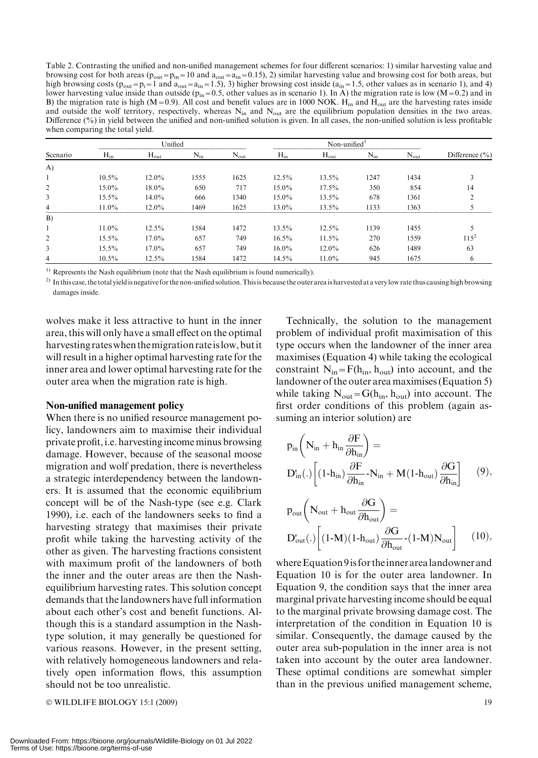Table 2. Contrasting the unified and non-unified management schemes for four different scenarios: 1) similar harvesting value and browsing cost for both areas ($p_{out} = p_{in} = 10$ and $a_{out} = a_{in} = 0.15$), 2) similar harvesting value and browsing cost for both areas, but high browsing costs ($p_{out} = p_i = 1$ and $a_{out} = a_{in} = 1.5$), 3) higher browsing cost inside ($a_{in} = 1.5$, other values as in scenario 1), and 4) lower harvesting value inside than outside ($p_{in} = 0.5$, other values as in scenario 1). In A) the migration rate is low ($M = 0.2$) and in B) the migration rate is high ($M = 0.9$). All cost and benefit values are in 1000 NOK. $H_{in}$ and $H_{out}$ are the harvesting rates inside and outside the wolf territory, respectively, whereas $N_{in}$ and $N_{out}$ are the equilibrium population densities in the two areas. Difference (%) in yield between the unified and non-unified solution is given. In all cases, the non-unified solution is less profitable when comparing the total yield.

| | Unified | | | | Non-unified[1] | | | | |
|---|---|---|---|---|---|---|---|---|---|
| Scenario | $H_{in}$ | $H_{out}$ | $N_{in}$ | $N_{out}$ | $H_{in}$ | $H_{out}$ | $N_{in}$ | $N_{out}$ | Difference (%) |
| A) | | | | | | | | | |
| 1 | 10.5% | 12.0% | 1555 | 1625 | 12.5% | 13.5% | 1247 | 1434 | 3 |
| 2 | 15.0% | 18.0% | 650 | 717 | 15.0% | 17.5% | 350 | 854 | 14 |
| 3 | 15.5% | 14.0% | 666 | 1340 | 15.0% | 13.5% | 678 | 1361 | 2 |
| 4 | 11.0% | 12.0% | 1469 | 1625 | 13.0% | 13.5% | 1133 | 1363 | 5 |
| B) | | | | | | | | | |
| 1 | 11.0% | 12.5% | 1584 | 1472 | 13.5% | 12.5% | 1139 | 1455 | 5 |
| 2 | 15.5% | 17.0% | 657 | 749 | 16.5% | 11.5% | 270 | 1559 | 115[2] |
| 3 | 15.5% | 17.0% | 657 | 749 | 16.0% | 12.0% | 626 | 1489 | 63 |
| 4 | 10.5% | 12.5% | 1584 | 1472 | 14.5% | 11.0% | 945 | 1675 | 6 |

[1] Represents the Nash equilibrium (note that the Nash equilibrium is found numerically).

[2] In this case, the total yield is negative for the non-unified solution. This is because the outer area is harvested at a very low rate thus causing high browsing damages inside.

wolves make it less attractive to hunt in the inner area, this will only have a small effect on the optimal harvesting rates when the migration rate is low, but it will result in a higher optimal harvesting rate for the inner area and lower optimal harvesting rate for the outer area when the migration rate is high.

## Non-unified management policy

When there is no unified resource management policy, landowners aim to maximise their individual private profit, i.e. harvesting income minus browsing damage. However, because of the seasonal moose migration and wolf predation, there is nevertheless a strategic interdependency between the landowners. It is assumed that the economic equilibrium concept will be of the Nash-type (see e.g. Clark 1990), i.e. each of the landowners seeks to find a harvesting strategy that maximises their private profit while taking the harvesting activity of the other as given. The harvesting fractions consistent with maximum profit of the landowners of both the inner and the outer areas are then the Nash-equilibrium harvesting rates. This solution concept demands that the landowners have full information about each other's cost and benefit functions. Although this is a standard assumption in the Nash-type solution, it may generally be questioned for various reasons. However, in the present setting, with relatively homogeneous landowners and relatively open information flows, this assumption should not be too unrealistic.

Technically, the solution to the management problem of individual profit maximisation of this type occurs when the landowner of the inner area maximises (Equation 4) while taking the ecological constraint $N_{in} = F(h_{in}, h_{out})$ into account, and the landowner of the outer area maximises (Equation 5) while taking $N_{out} = G(h_{in}, h_{out})$ into account. The first order conditions of this problem (again assuming an interior solution) are

$$p_{in}\left(N_{in} + h_{in}\frac{\partial F}{\partial h_{in}}\right) = D'_{in}(.)\left[(1\text{-}h_{in})\frac{\partial F}{\partial h_{in}}\text{-}N_{in} + M(1\text{-}h_{out})\frac{\partial G}{\partial h_{in}}\right] \quad (9),$$

$$p_{out}\left(N_{out} + h_{out}\frac{\partial G}{\partial h_{out}}\right) = D'_{out}(.)\left[(1\text{-}M)(1\text{-}h_{out})\frac{\partial G}{\partial h_{out}}\text{-}(1\text{-}M)N_{out}\right] \quad (10),$$

where Equation 9 is for the inner area landowner and Equation 10 is for the outer area landowner. In Equation 9, the condition says that the inner area marginal private harvesting income should be equal to the marginal private browsing damage cost. The interpretation of the condition in Equation 10 is similar. Consequently, the damage caused by the outer area sub-population in the inner area is not taken into account by the outer area landowner. These optimal conditions are somewhat simpler than in the previous unified management scheme,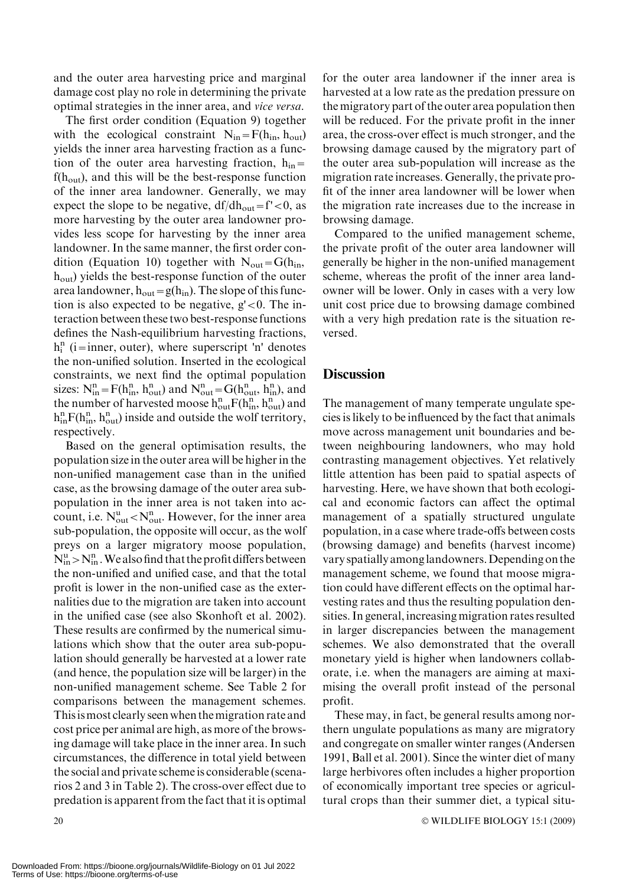and the outer area harvesting price and marginal damage cost play no role in determining the private optimal strategies in the inner area, and *vice versa*.

The first order condition (Equation 9) together with the ecological constraint $N_{in} = F(h_{in}, h_{out})$ yields the inner area harvesting fraction as a function of the outer area harvesting fraction, $h_{in} = f(h_{out})$, and this will be the best-response function of the inner area landowner. Generally, we may expect the slope to be negative, $df/dh_{out} = f' < 0$, as more harvesting by the outer area landowner provides less scope for harvesting by the inner area landowner. In the same manner, the first order condition (Equation 10) together with $N_{out} = G(h_{in}, h_{out})$ yields the best-response function of the outer area landowner, $h_{out} = g(h_{in})$. The slope of this function is also expected to be negative, $g' < 0$. The interaction between these two best-response functions defines the Nash-equilibrium harvesting fractions, $h_i^n$ (i = inner, outer), where superscript 'n' denotes the non-unified solution. Inserted in the ecological constraints, we next find the optimal population sizes: $N_{in}^n = F(h_{in}^n, h_{out}^n)$ and $N_{out}^n = G(h_{out}^n, h_{in}^n)$, and the number of harvested moose $h_{out}^n F(h_{in}^n, h_{out}^n)$ and $h_{in}^n F(h_{in}^n, h_{out}^n)$ inside and outside the wolf territory, respectively.

Based on the general optimisation results, the population size in the outer area will be higher in the non-unified management case than in the unified case, as the browsing damage of the outer area sub-population in the inner area is not taken into account, i.e. $N_{out}^u < N_{out}^n$. However, for the inner area sub-population, the opposite will occur, as the wolf preys on a larger migratory moose population, $N_{in}^u > N_{in}^n$. We also find that the profit differs between the non-unified and unified case, and that the total profit is lower in the non-unified case as the externalities due to the migration are taken into account in the unified case (see also Skonhoft et al. 2002). These results are confirmed by the numerical simulations which show that the outer area sub-population should generally be harvested at a lower rate (and hence, the population size will be larger) in the non-unified management scheme. See Table 2 for comparisons between the management schemes. This is most clearly seen when the migration rate and cost price per animal are high, as more of the browsing damage will take place in the inner area. In such circumstances, the difference in total yield between the social and private scheme is considerable (scenarios 2 and 3 in Table 2). The cross-over effect due to predation is apparent from the fact that it is optimal for the outer area landowner if the inner area is harvested at a low rate as the predation pressure on the migratory part of the outer area population then will be reduced. For the private profit in the inner area, the cross-over effect is much stronger, and the browsing damage caused by the migratory part of the outer area sub-population will increase as the migration rate increases. Generally, the private profit of the inner area landowner will be lower when the migration rate increases due to the increase in browsing damage.

Compared to the unified management scheme, the private profit of the outer area landowner will generally be higher in the non-unified management scheme, whereas the profit of the inner area landowner will be lower. Only in cases with a very low unit cost price due to browsing damage combined with a very high predation rate is the situation reversed.

## Discussion

The management of many temperate ungulate species is likely to be influenced by the fact that animals move across management unit boundaries and between neighbouring landowners, who may hold contrasting management objectives. Yet relatively little attention has been paid to spatial aspects of harvesting. Here, we have shown that both ecological and economic factors can affect the optimal management of a spatially structured ungulate population, in a case where trade-offs between costs (browsing damage) and benefits (harvest income) vary spatially among landowners. Depending on the management scheme, we found that moose migration could have different effects on the optimal harvesting rates and thus the resulting population densities. In general, increasing migration rates resulted in larger discrepancies between the management schemes. We also demonstrated that the overall monetary yield is higher when landowners collaborate, i.e. when the managers are aiming at maximising the overall profit instead of the personal profit.

These may, in fact, be general results among northern ungulate populations as many are migratory and congregate on smaller winter ranges (Andersen 1991, Ball et al. 2001). Since the winter diet of many large herbivores often includes a higher proportion of economically important tree species or agricultural crops than their summer diet, a typical situ-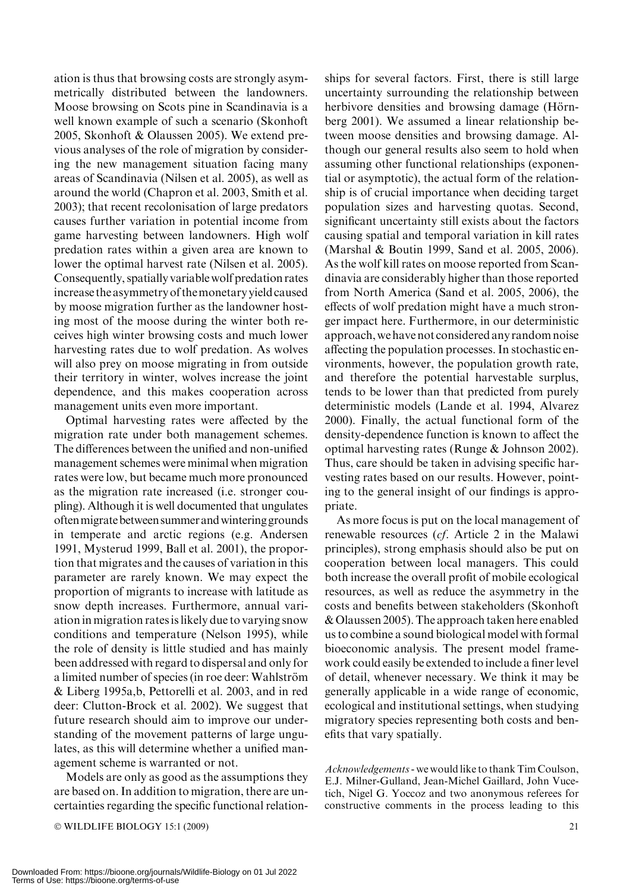ation is thus that browsing costs are strongly asymmetrically distributed between the landowners. Moose browsing on Scots pine in Scandinavia is a well known example of such a scenario (Skonhoft 2005, Skonhoft & Olaussen 2005). We extend previous analyses of the role of migration by considering the new management situation facing many areas of Scandinavia (Nilsen et al. 2005), as well as around the world (Chapron et al. 2003, Smith et al. 2003); that recent recolonisation of large predators causes further variation in potential income from game harvesting between landowners. High wolf predation rates within a given area are known to lower the optimal harvest rate (Nilsen et al. 2005). Consequently, spatially variable wolf predation rates increase the asymmetry of the monetary yield caused by moose migration further as the landowner hosting most of the moose during the winter both receives high winter browsing costs and much lower harvesting rates due to wolf predation. As wolves will also prey on moose migrating in from outside their territory in winter, wolves increase the joint dependence, and this makes cooperation across management units even more important.

Optimal harvesting rates were affected by the migration rate under both management schemes. The differences between the unified and non-unified management schemes were minimal when migration rates were low, but became much more pronounced as the migration rate increased (i.e. stronger coupling). Although it is well documented that ungulates often migrate between summer and wintering grounds in temperate and arctic regions (e.g. Andersen 1991, Mysterud 1999, Ball et al. 2001), the proportion that migrates and the causes of variation in this parameter are rarely known. We may expect the proportion of migrants to increase with latitude as snow depth increases. Furthermore, annual variation in migration rates is likely due to varying snow conditions and temperature (Nelson 1995), while the role of density is little studied and has mainly been addressed with regard to dispersal and only for a limited number of species (in roe deer: Wahlström & Liberg 1995a,b, Pettorelli et al. 2003, and in red deer: Clutton-Brock et al. 2002). We suggest that future research should aim to improve our understanding of the movement patterns of large ungulates, as this will determine whether a unified management scheme is warranted or not.

Models are only as good as the assumptions they are based on. In addition to migration, there are uncertainties regarding the specific functional relationships for several factors. First, there is still large uncertainty surrounding the relationship between herbivore densities and browsing damage (Hörnberg 2001). We assumed a linear relationship between moose densities and browsing damage. Although our general results also seem to hold when assuming other functional relationships (exponential or asymptotic), the actual form of the relationship is of crucial importance when deciding target population sizes and harvesting quotas. Second, significant uncertainty still exists about the factors causing spatial and temporal variation in kill rates (Marshal & Boutin 1999, Sand et al. 2005, 2006). As the wolf kill rates on moose reported from Scandinavia are considerably higher than those reported from North America (Sand et al. 2005, 2006), the effects of wolf predation might have a much stronger impact here. Furthermore, in our deterministic approach, we have not considered any random noise affecting the population processes. In stochastic environments, however, the population growth rate, and therefore the potential harvestable surplus, tends to be lower than that predicted from purely deterministic models (Lande et al. 1994, Alvarez 2000). Finally, the actual functional form of the density-dependence function is known to affect the optimal harvesting rates (Runge & Johnson 2002). Thus, care should be taken in advising specific harvesting rates based on our results. However, pointing to the general insight of our findings is appropriate.

As more focus is put on the local management of renewable resources (*cf*. Article 2 in the Malawi principles), strong emphasis should also be put on cooperation between local managers. This could both increase the overall profit of mobile ecological resources, as well as reduce the asymmetry in the costs and benefits between stakeholders (Skonhoft & Olaussen 2005). The approach taken here enabled us to combine a sound biological model with formal bioeconomic analysis. The present model framework could easily be extended to include a finer level of detail, whenever necessary. We think it may be generally applicable in a wide range of economic, ecological and institutional settings, when studying migratory species representing both costs and benefits that vary spatially.

*Acknowledgements* - we would like to thank Tim Coulson, E.J. Milner-Gulland, Jean-Michel Gaillard, John Vucetich, Nigel G. Yoccoz and two anonymous referees for constructive comments in the process leading to this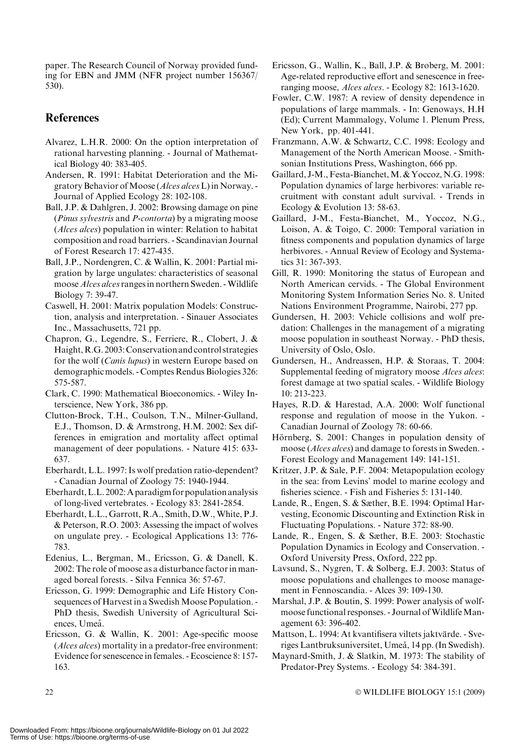paper. The Research Council of Norway provided funding for EBN and JMM (NFR project number 156367/530).

## References

Alvarez, L.H.R. 2000: On the option interpretation of rational harvesting planning. - Journal of Mathematical Biology 40: 383-405.

Andersen, R. 1991: Habitat Deterioration and the Migratory Behavior of Moose (*Alces alces* L) in Norway. - Journal of Applied Ecology 28: 102-108.

Ball, J.P. & Dahlgren, J. 2002: Browsing damage on pine (*Pinus sylvestris* and *P-contorta*) by a migrating moose (*Alces alces*) population in winter: Relation to habitat composition and road barriers. - Scandinavian Journal of Forest Research 17: 427-435.

Ball, J.P., Nordengren, C. & Wallin, K. 2001: Partial migration by large ungulates: characteristics of seasonal moose *Alces alces* ranges in northern Sweden. - Wildlife Biology 7: 39-47.

Caswell, H. 2001: Matrix population Models: Construction, analysis and interpretation. - Sinauer Associates Inc., Massachusetts, 721 pp.

Chapron, G., Legendre, S., Ferriere, R., Clobert, J. & Haight, R.G. 2003: Conservation and control strategies for the wolf (*Canis lupus*) in western Europe based on demographic models. - Comptes Rendus Biologies 326: 575-587.

Clark, C. 1990: Mathematical Bioeconomics. - Wiley Interscience, New York, 386 pp.

Clutton-Brock, T.H., Coulson, T.N., Milner-Gulland, E.J., Thomson, D. & Armstrong, H.M. 2002: Sex differences in emigration and mortality affect optimal management of deer populations. - Nature 415: 633-637.

Eberhardt, L.L. 1997: Is wolf predation ratio-dependent? - Canadian Journal of Zoology 75: 1940-1944.

Eberhardt, L.L. 2002: A paradigm for population analysis of long-lived vertebrates. - Ecology 83: 2841-2854.

Eberhardt, L.L., Garrott, R.A., Smith, D.W., White, P.J. & Peterson, R.O. 2003: Assessing the impact of wolves on ungulate prey. - Ecological Applications 13: 776-783.

Edenius, L., Bergman, M., Ericsson, G. & Danell, K. 2002: The role of moose as a disturbance factor in managed boreal forests. - Silva Fennica 36: 57-67.

Ericsson, G. 1999: Demographic and Life History Consequences of Harvest in a Swedish Moose Population. - PhD thesis, Swedish University of Agricultural Sciences, Umeå.

Ericsson, G. & Wallin, K. 2001: Age-specific moose (*Alces alces*) mortality in a predator-free environment: Evidence for senescence in females. - Ecoscience 8: 157-163.

Ericsson, G., Wallin, K., Ball, J.P. & Broberg, M. 2001: Age-related reproductive effort and senescence in free-ranging moose, *Alces alces*. - Ecology 82: 1613-1620.

Fowler, C.W. 1987: A review of density dependence in populations of large mammals. - In: Genoways, H.H (Ed); Current Mammalogy, Volume 1. Plenum Press, New York, pp. 401-441.

Franzmann, A.W. & Schwartz, C.C. 1998: Ecology and Management of the North American Moose. - Smithsonian Institutions Press, Washington, 666 pp.

Gaillard, J-M., Festa-Bianchet, M. & Yoccoz, N.G. 1998: Population dynamics of large herbivores: variable recruitment with constant adult survival. - Trends in Ecology & Evolution 13: 58-63.

Gaillard, J-M., Festa-Bianchet, M., Yoccoz, N.G., Loison, A. & Toigo, C. 2000: Temporal variation in fitness components and population dynamics of large herbivores. - Annual Review of Ecology and Systematics 31: 367-393.

Gill, R. 1990: Monitoring the status of European and North American cervids. - The Global Environment Monitoring System Information Series No. 8. United Nations Environment Programme, Nairobi, 277 pp.

Gundersen, H. 2003: Vehicle collisions and wolf predation: Challenges in the management of a migrating moose population in southeast Norway. - PhD thesis, University of Oslo, Oslo.

Gundersen, H., Andreassen, H.P. & Storaas, T. 2004: Supplemental feeding of migratory moose *Alces alces*: forest damage at two spatial scales. - Wildlife Biology 10: 213-223.

Hayes, R.D. & Harestad, A.A. 2000: Wolf functional response and regulation of moose in the Yukon. - Canadian Journal of Zoology 78: 60-66.

Hörnberg, S. 2001: Changes in population density of moose (*Alces alces*) and damage to forests in Sweden. - Forest Ecology and Management 149: 141-151.

Kritzer, J.P. & Sale, P.F. 2004: Metapopulation ecology in the sea: from Levins' model to marine ecology and fisheries science. - Fish and Fisheries 5: 131-140.

Lande, R., Engen, S. & Sæther, B.E. 1994: Optimal Harvesting, Economic Discounting and Extinction Risk in Fluctuating Populations. - Nature 372: 88-90.

Lande, R., Engen, S. & Sæther, B.E. 2003: Stochastic Population Dynamics in Ecology and Conservation. - Oxford University Press, Oxford, 222 pp.

Lavsund, S., Nygren, T. & Solberg, E.J. 2003: Status of moose populations and challenges to moose management in Fennoscandia. - Alces 39: 109-130.

Marshal, J.P. & Boutin, S. 1999: Power analysis of wolf-moose functional responses. - Journal of Wildlife Management 63: 396-402.

Mattson, L. 1994: At kvantifisera viltets jaktvärde. - Sveriges Lantbruksuniversitet, Umeå, 14 pp. (In Swedish).

Maynard-Smith, J. & Slatkin, M. 1973: The stability of Predator-Prey Systems. - Ecology 54: 384-391.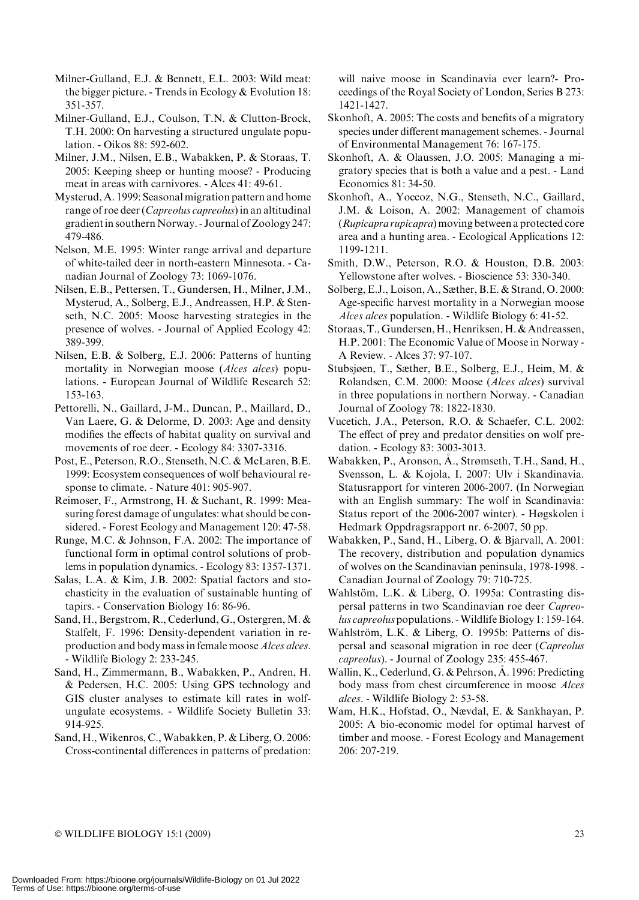Milner-Gulland, E.J. & Bennett, E.L. 2003: Wild meat: the bigger picture. - Trends in Ecology & Evolution 18: 351-357.

Milner-Gulland, E.J., Coulson, T.N. & Clutton-Brock, T.H. 2000: On harvesting a structured ungulate population. - Oikos 88: 592-602.

Milner, J.M., Nilsen, E.B., Wabakken, P. & Storaas, T. 2005: Keeping sheep or hunting moose? - Producing meat in areas with carnivores. - Alces 41: 49-61.

Mysterud, A. 1999: Seasonal migration pattern and home range of roe deer (*Capreolus capreolus*) in an altitudinal gradient in southern Norway. - Journal of Zoology 247: 479-486.

Nelson, M.E. 1995: Winter range arrival and departure of white-tailed deer in north-eastern Minnesota. - Canadian Journal of Zoology 73: 1069-1076.

Nilsen, E.B., Pettersen, T., Gundersen, H., Milner, J.M., Mysterud, A., Solberg, E.J., Andreassen, H.P. & Stenseth, N.C. 2005: Moose harvesting strategies in the presence of wolves. - Journal of Applied Ecology 42: 389-399.

Nilsen, E.B. & Solberg, E.J. 2006: Patterns of hunting mortality in Norwegian moose (*Alces alces*) populations. - European Journal of Wildlife Research 52: 153-163.

Pettorelli, N., Gaillard, J-M., Duncan, P., Maillard, D., Van Laere, G. & Delorme, D. 2003: Age and density modifies the effects of habitat quality on survival and movements of roe deer. - Ecology 84: 3307-3316.

Post, E., Peterson, R.O., Stenseth, N.C. & McLaren, B.E. 1999: Ecosystem consequences of wolf behavioural response to climate. - Nature 401: 905-907.

Reimoser, F., Armstrong, H. & Suchant, R. 1999: Measuring forest damage of ungulates: what should be considered. - Forest Ecology and Management 120: 47-58.

Runge, M.C. & Johnson, F.A. 2002: The importance of functional form in optimal control solutions of problems in population dynamics. - Ecology 83: 1357-1371.

Salas, L.A. & Kim, J.B. 2002: Spatial factors and stochasticity in the evaluation of sustainable hunting of tapirs. - Conservation Biology 16: 86-96.

Sand, H., Bergstrom, R., Cederlund, G., Ostergren, M. & Stalfelt, F. 1996: Density-dependent variation in reproduction and body mass in female moose *Alces alces*. - Wildlife Biology 2: 233-245.

Sand, H., Zimmermann, B., Wabakken, P., Andren, H. & Pedersen, H.C. 2005: Using GPS technology and GIS cluster analyses to estimate kill rates in wolf-ungulate ecosystems. - Wildlife Society Bulletin 33: 914-925.

Sand, H., Wikenros, C., Wabakken, P. & Liberg, O. 2006: Cross-continental differences in patterns of predation: will naive moose in Scandinavia ever learn?- Proceedings of the Royal Society of London, Series B 273: 1421-1427.

Skonhoft, A. 2005: The costs and benefits of a migratory species under different management schemes. - Journal of Environmental Management 76: 167-175.

Skonhoft, A. & Olaussen, J.O. 2005: Managing a migratory species that is both a value and a pest. - Land Economics 81: 34-50.

Skonhoft, A., Yoccoz, N.G., Stenseth, N.C., Gaillard, J.M. & Loison, A. 2002: Management of chamois (*Rupicapra rupicapra*) moving between a protected core area and a hunting area. - Ecological Applications 12: 1199-1211.

Smith, D.W., Peterson, R.O. & Houston, D.B. 2003: Yellowstone after wolves. - Bioscience 53: 330-340.

Solberg, E.J., Loison, A., Sæther, B.E. & Strand, O. 2000: Age-specific harvest mortality in a Norwegian moose *Alces alces* population. - Wildlife Biology 6: 41-52.

Storaas, T., Gundersen, H., Henriksen, H. & Andreassen, H.P. 2001: The Economic Value of Moose in Norway - A Review. - Alces 37: 97-107.

Stubsjøen, T., Sæther, B.E., Solberg, E.J., Heim, M. & Rolandsen, C.M. 2000: Moose (*Alces alces*) survival in three populations in northern Norway. - Canadian Journal of Zoology 78: 1822-1830.

Vucetich, J.A., Peterson, R.O. & Schaefer, C.L. 2002: The effect of prey and predator densities on wolf predation. - Ecology 83: 3003-3013.

Wabakken, P., Aronson, Å., Strømseth, T.H., Sand, H., Svensson, L. & Kojola, I. 2007: Ulv i Skandinavia. Statusrapport for vinteren 2006-2007. (In Norwegian with an English summary: The wolf in Scandinavia: Status report of the 2006-2007 winter). - Høgskolen i Hedmark Oppdragsrapport nr. 6-2007, 50 pp.

Wabakken, P., Sand, H., Liberg, O. & Bjarvall, A. 2001: The recovery, distribution and population dynamics of wolves on the Scandinavian peninsula, 1978-1998. - Canadian Journal of Zoology 79: 710-725.

Wahlstöm, L.K. & Liberg, O. 1995a: Contrasting dispersal patterns in two Scandinavian roe deer *Capreolus capreolus* populations. - Wildlife Biology 1: 159-164.

Wahlström, L.K. & Liberg, O. 1995b: Patterns of dispersal and seasonal migration in roe deer (*Capreolus capreolus*). - Journal of Zoology 235: 455-467.

Wallin, K., Cederlund, G. & Pehrson, Å. 1996: Predicting body mass from chest circumference in moose *Alces alces*. - Wildlife Biology 2: 53-58.

Wam, H.K., Hofstad, O., Nævdal, E. & Sankhayan, P. 2005: A bio-economic model for optimal harvest of timber and moose. - Forest Ecology and Management 206: 207-219.